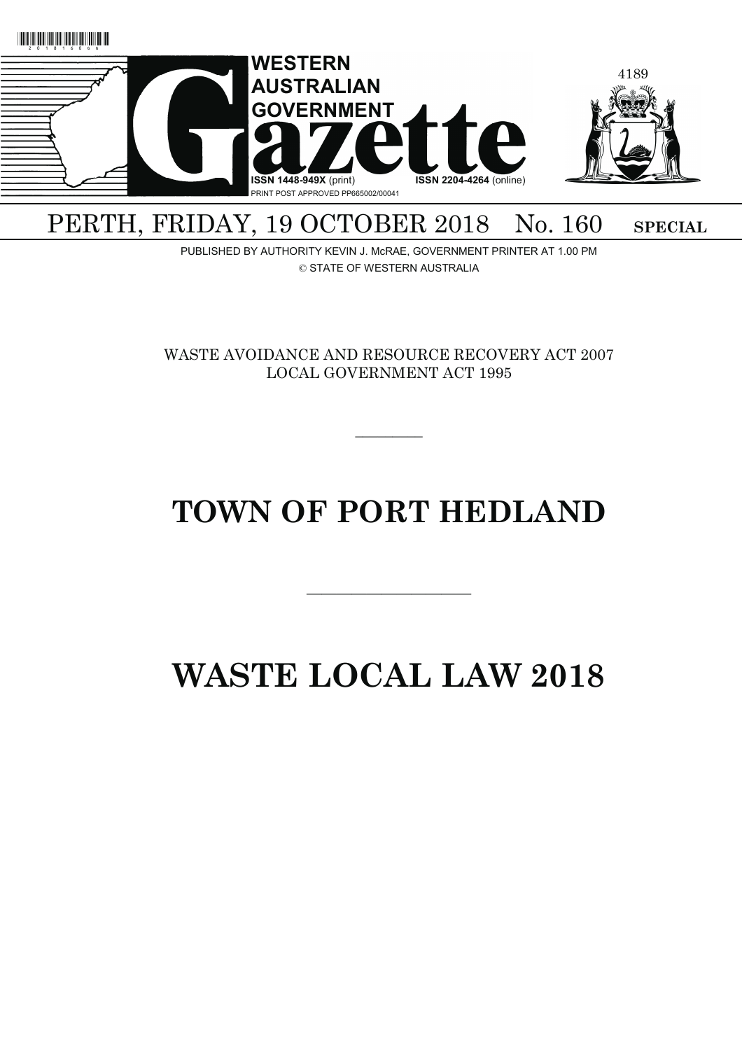# WESTERN AUSTRALIAN GOVERNMENT Gazette

ISSN 1448-949X (print) ISSN 2204-4264 (online)

PRINT POST APPROVED PP665002/00041

PERTH, FRIDAY, 19 OCTOBER 2018 No. 160 **SPECIAL**

PUBLISHED BY AUTHORITY KEVIN J. McRAE, GOVERNMENT PRINTER AT 1.00 PM

© STATE OF WESTERN AUSTRALIA

WASTE AVOIDANCE AND RESOURCE RECOVERY ACT 2007
LOCAL GOVERNMENT ACT 1995

---

# TOWN OF PORT HEDLAND

---

# WASTE LOCAL LAW 2018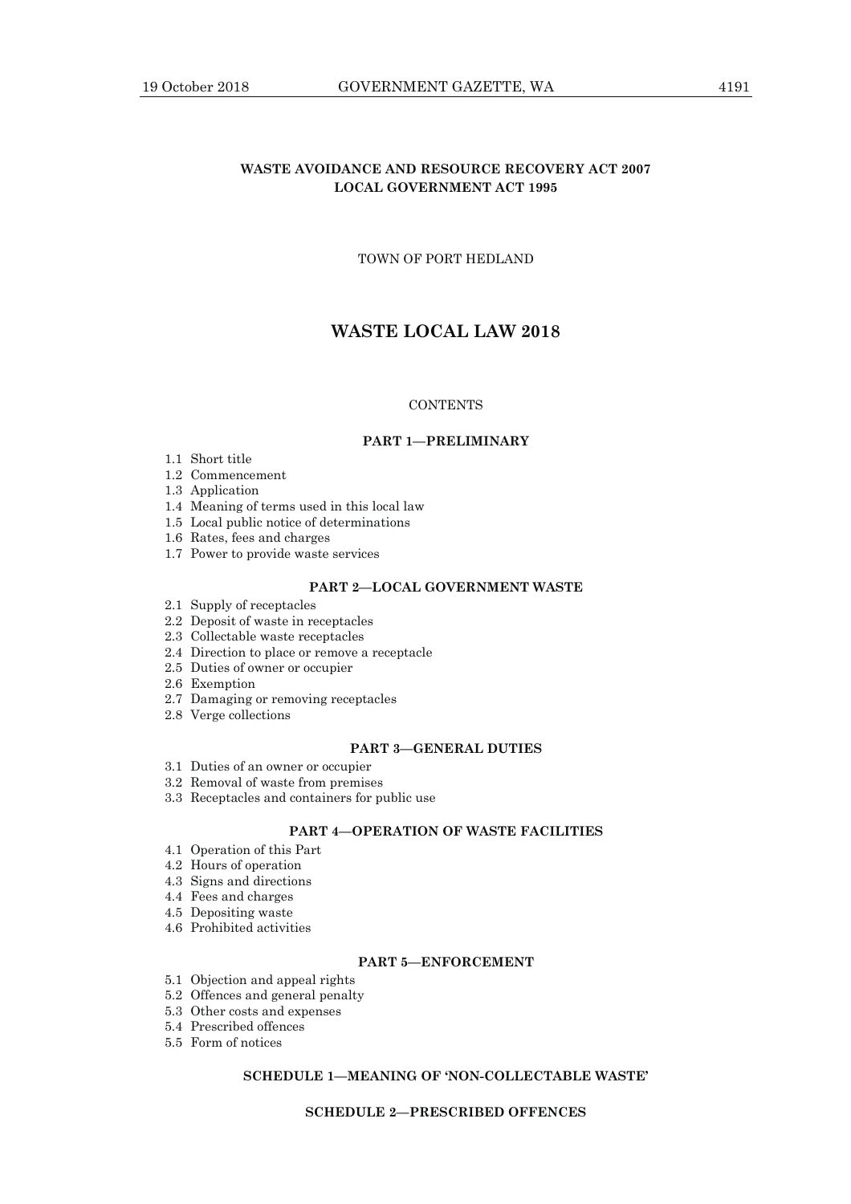**WASTE AVOIDANCE AND RESOURCE RECOVERY ACT 2007**
**LOCAL GOVERNMENT ACT 1995**

TOWN OF PORT HEDLAND

# WASTE LOCAL LAW 2018

CONTENTS

**PART 1—PRELIMINARY**

1.1 Short title
1.2 Commencement
1.3 Application
1.4 Meaning of terms used in this local law
1.5 Local public notice of determinations
1.6 Rates, fees and charges
1.7 Power to provide waste services

**PART 2—LOCAL GOVERNMENT WASTE**

2.1 Supply of receptacles
2.2 Deposit of waste in receptacles
2.3 Collectable waste receptacles
2.4 Direction to place or remove a receptacle
2.5 Duties of owner or occupier
2.6 Exemption
2.7 Damaging or removing receptacles
2.8 Verge collections

**PART 3—GENERAL DUTIES**

3.1 Duties of an owner or occupier
3.2 Removal of waste from premises
3.3 Receptacles and containers for public use

**PART 4—OPERATION OF WASTE FACILITIES**

4.1 Operation of this Part
4.2 Hours of operation
4.3 Signs and directions
4.4 Fees and charges
4.5 Depositing waste
4.6 Prohibited activities

**PART 5—ENFORCEMENT**

5.1 Objection and appeal rights
5.2 Offences and general penalty
5.3 Other costs and expenses
5.4 Prescribed offences
5.5 Form of notices

**SCHEDULE 1—MEANING OF 'NON-COLLECTABLE WASTE'**

**SCHEDULE 2—PRESCRIBED OFFENCES**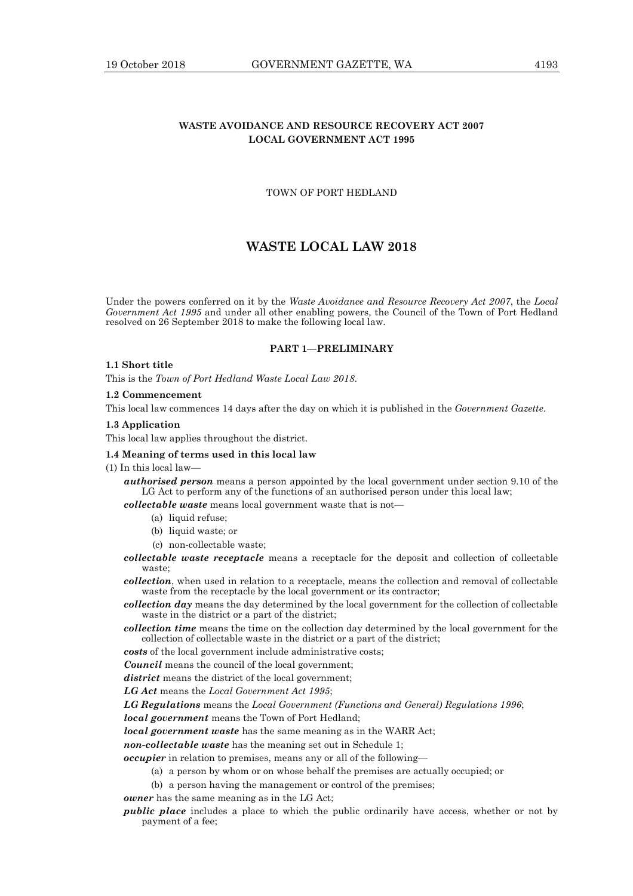**WASTE AVOIDANCE AND RESOURCE RECOVERY ACT 2007**
**LOCAL GOVERNMENT ACT 1995**

TOWN OF PORT HEDLAND

# WASTE LOCAL LAW 2018

Under the powers conferred on it by the *Waste Avoidance and Resource Recovery Act 2007*, the *Local Government Act 1995* and under all other enabling powers, the Council of the Town of Port Hedland resolved on 26 September 2018 to make the following local law.

## PART 1—PRELIMINARY

**1.1 Short title**

This is the *Town of Port Hedland Waste Local Law 2018*.

**1.2 Commencement**

This local law commences 14 days after the day on which it is published in the *Government Gazette*.

**1.3 Application**

This local law applies throughout the district.

**1.4 Meaning of terms used in this local law**

(1) In this local law—

***authorised person*** means a person appointed by the local government under section 9.10 of the LG Act to perform any of the functions of an authorised person under this local law;

***collectable waste*** means local government waste that is not—

- (a) liquid refuse;
- (b) liquid waste; or
- (c) non-collectable waste;

***collectable waste receptacle*** means a receptacle for the deposit and collection of collectable waste;

***collection***, when used in relation to a receptacle, means the collection and removal of collectable waste from the receptacle by the local government or its contractor;

***collection day*** means the day determined by the local government for the collection of collectable waste in the district or a part of the district;

***collection time*** means the time on the collection day determined by the local government for the collection of collectable waste in the district or a part of the district;

***costs*** of the local government include administrative costs;

***Council*** means the council of the local government;

***district*** means the district of the local government;

***LG Act*** means the *Local Government Act 1995*;

***LG Regulations*** means the *Local Government (Functions and General) Regulations 1996*;

***local government*** means the Town of Port Hedland;

***local government waste*** has the same meaning as in the WARR Act;

***non-collectable waste*** has the meaning set out in Schedule 1;

***occupier*** in relation to premises, means any or all of the following—

- (a) a person by whom or on whose behalf the premises are actually occupied; or
- (b) a person having the management or control of the premises;

***owner*** has the same meaning as in the LG Act;

***public place*** includes a place to which the public ordinarily have access, whether or not by payment of a fee;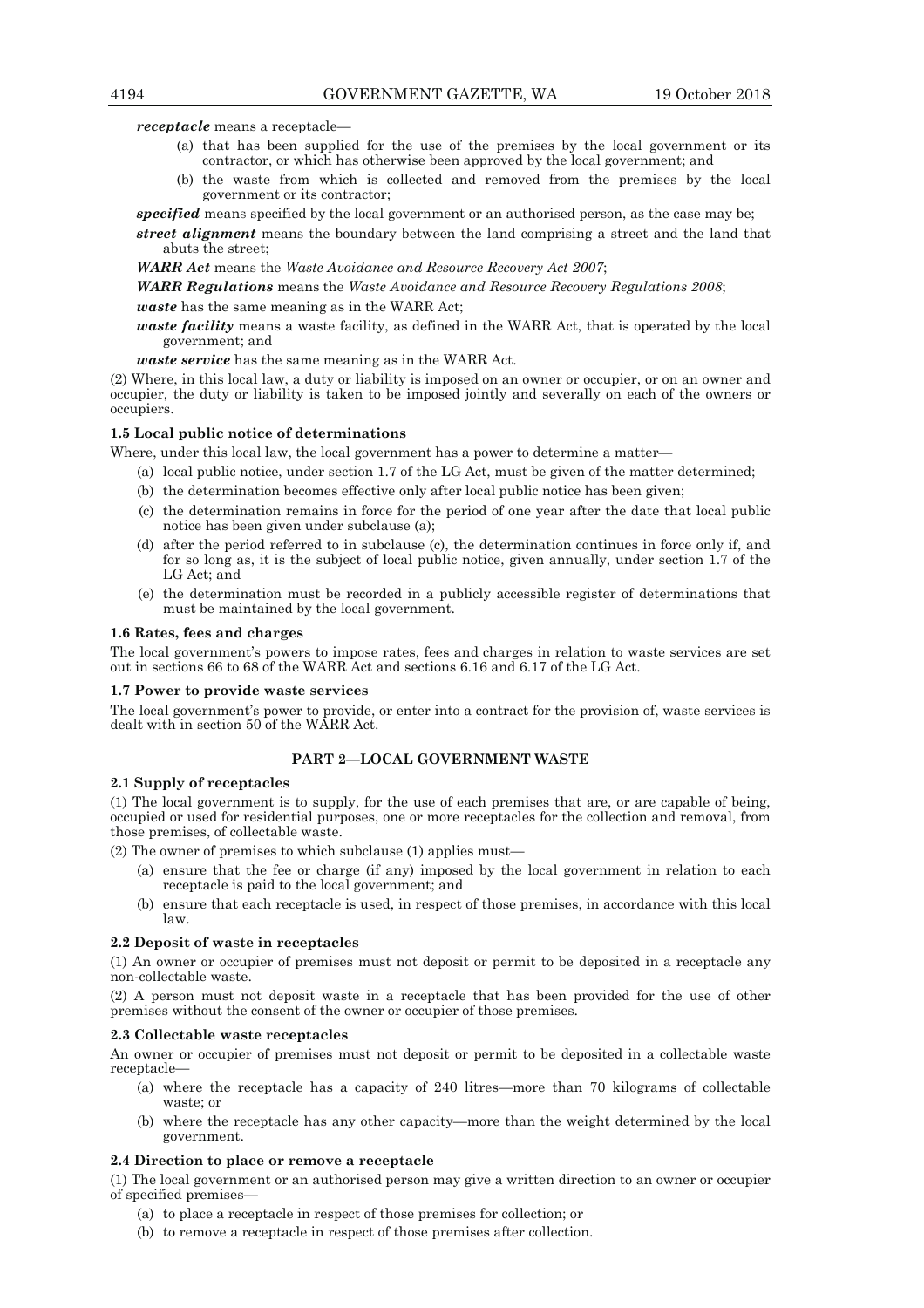***receptacle*** means a receptacle—

(a) that has been supplied for the use of the premises by the local government or its contractor, or which has otherwise been approved by the local government; and

(b) the waste from which is collected and removed from the premises by the local government or its contractor;

***specified*** means specified by the local government or an authorised person, as the case may be;

***street alignment*** means the boundary between the land comprising a street and the land that abuts the street;

***WARR Act*** means the *Waste Avoidance and Resource Recovery Act 2007*;

***WARR Regulations*** means the *Waste Avoidance and Resource Recovery Regulations 2008*;

***waste*** has the same meaning as in the WARR Act;

***waste facility*** means a waste facility, as defined in the WARR Act, that is operated by the local government; and

***waste service*** has the same meaning as in the WARR Act.

(2) Where, in this local law, a duty or liability is imposed on an owner or occupier, or on an owner and occupier, the duty or liability is taken to be imposed jointly and severally on each of the owners or occupiers.

**1.5 Local public notice of determinations**

Where, under this local law, the local government has a power to determine a matter—

(a) local public notice, under section 1.7 of the LG Act, must be given of the matter determined;

(b) the determination becomes effective only after local public notice has been given;

(c) the determination remains in force for the period of one year after the date that local public notice has been given under subclause (a);

(d) after the period referred to in subclause (c), the determination continues in force only if, and for so long as, it is the subject of local public notice, given annually, under section 1.7 of the LG Act; and

(e) the determination must be recorded in a publicly accessible register of determinations that must be maintained by the local government.

**1.6 Rates, fees and charges**

The local government's powers to impose rates, fees and charges in relation to waste services are set out in sections 66 to 68 of the WARR Act and sections 6.16 and 6.17 of the LG Act.

**1.7 Power to provide waste services**

The local government's power to provide, or enter into a contract for the provision of, waste services is dealt with in section 50 of the WARR Act.

## PART 2—LOCAL GOVERNMENT WASTE

**2.1 Supply of receptacles**

(1) The local government is to supply, for the use of each premises that are, or are capable of being, occupied or used for residential purposes, one or more receptacles for the collection and removal, from those premises, of collectable waste.

(2) The owner of premises to which subclause (1) applies must—

(a) ensure that the fee or charge (if any) imposed by the local government in relation to each receptacle is paid to the local government; and

(b) ensure that each receptacle is used, in respect of those premises, in accordance with this local law.

**2.2 Deposit of waste in receptacles**

(1) An owner or occupier of premises must not deposit or permit to be deposited in a receptacle any non-collectable waste.

(2) A person must not deposit waste in a receptacle that has been provided for the use of other premises without the consent of the owner or occupier of those premises.

**2.3 Collectable waste receptacles**

An owner or occupier of premises must not deposit or permit to be deposited in a collectable waste receptacle—

(a) where the receptacle has a capacity of 240 litres—more than 70 kilograms of collectable waste; or

(b) where the receptacle has any other capacity—more than the weight determined by the local government.

**2.4 Direction to place or remove a receptacle**

(1) The local government or an authorised person may give a written direction to an owner or occupier of specified premises—

(a) to place a receptacle in respect of those premises for collection; or

(b) to remove a receptacle in respect of those premises after collection.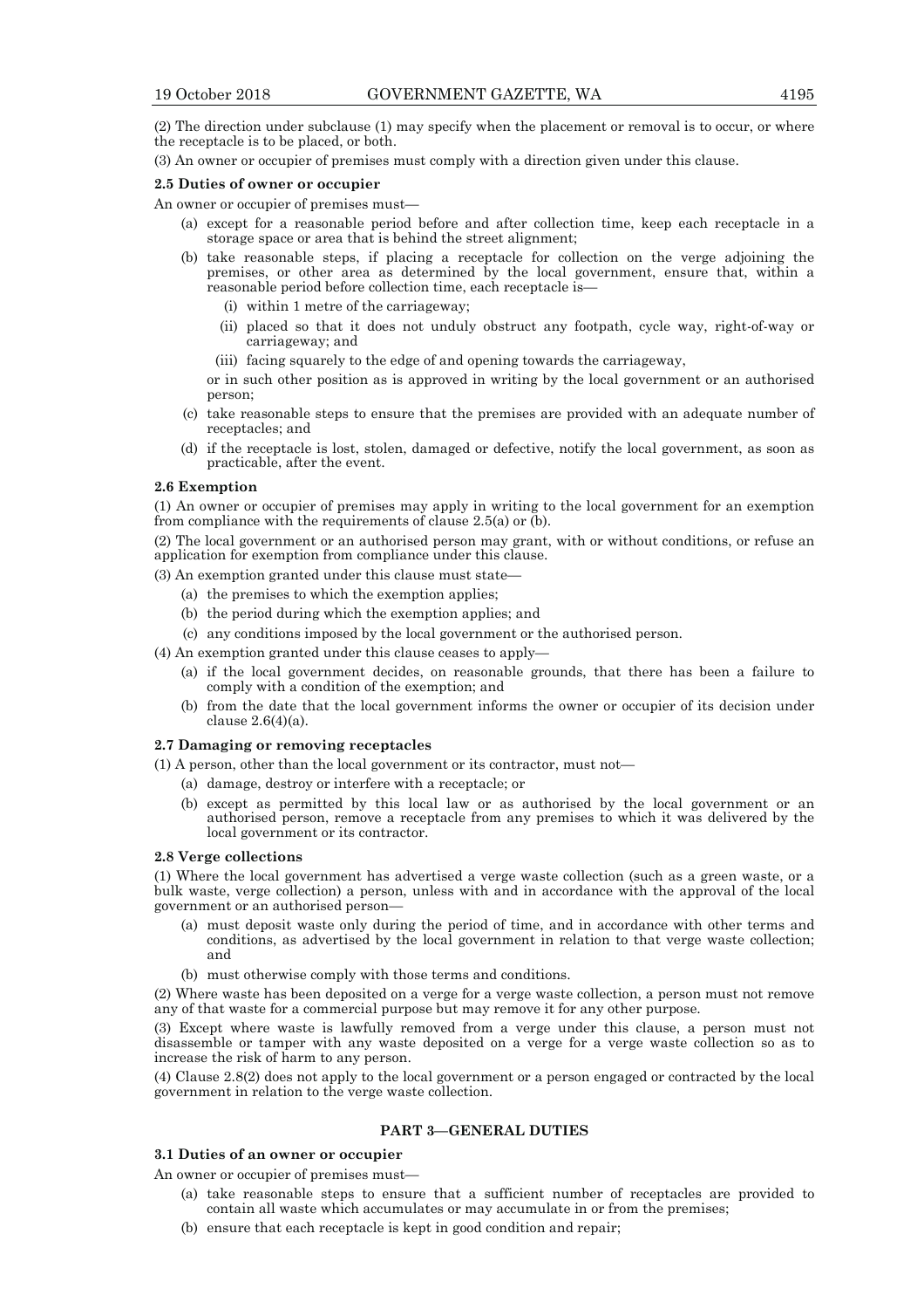(2) The direction under subclause (1) may specify when the placement or removal is to occur, or where the receptacle is to be placed, or both.

(3) An owner or occupier of premises must comply with a direction given under this clause.

**2.5 Duties of owner or occupier**

An owner or occupier of premises must—

(a) except for a reasonable period before and after collection time, keep each receptacle in a storage space or area that is behind the street alignment;

(b) take reasonable steps, if placing a receptacle for collection on the verge adjoining the premises, or other area as determined by the local government, ensure that, within a reasonable period before collection time, each receptacle is—

(i) within 1 metre of the carriageway;

(ii) placed so that it does not unduly obstruct any footpath, cycle way, right-of-way or carriageway; and

(iii) facing squarely to the edge of and opening towards the carriageway,

or in such other position as is approved in writing by the local government or an authorised person;

(c) take reasonable steps to ensure that the premises are provided with an adequate number of receptacles; and

(d) if the receptacle is lost, stolen, damaged or defective, notify the local government, as soon as practicable, after the event.

**2.6 Exemption**

(1) An owner or occupier of premises may apply in writing to the local government for an exemption from compliance with the requirements of clause 2.5(a) or (b).

(2) The local government or an authorised person may grant, with or without conditions, or refuse an application for exemption from compliance under this clause.

(3) An exemption granted under this clause must state—

(a) the premises to which the exemption applies;

(b) the period during which the exemption applies; and

(c) any conditions imposed by the local government or the authorised person.

(4) An exemption granted under this clause ceases to apply—

(a) if the local government decides, on reasonable grounds, that there has been a failure to comply with a condition of the exemption; and

(b) from the date that the local government informs the owner or occupier of its decision under clause 2.6(4)(a).

**2.7 Damaging or removing receptacles**

(1) A person, other than the local government or its contractor, must not—

(a) damage, destroy or interfere with a receptacle; or

(b) except as permitted by this local law or as authorised by the local government or an authorised person, remove a receptacle from any premises to which it was delivered by the local government or its contractor.

**2.8 Verge collections**

(1) Where the local government has advertised a verge waste collection (such as a green waste, or a bulk waste, verge collection) a person, unless with and in accordance with the approval of the local government or an authorised person—

(a) must deposit waste only during the period of time, and in accordance with other terms and conditions, as advertised by the local government in relation to that verge waste collection; and

(b) must otherwise comply with those terms and conditions.

(2) Where waste has been deposited on a verge for a verge waste collection, a person must not remove any of that waste for a commercial purpose but may remove it for any other purpose.

(3) Except where waste is lawfully removed from a verge under this clause, a person must not disassemble or tamper with any waste deposited on a verge for a verge waste collection so as to increase the risk of harm to any person.

(4) Clause 2.8(2) does not apply to the local government or a person engaged or contracted by the local government in relation to the verge waste collection.

## PART 3—GENERAL DUTIES

**3.1 Duties of an owner or occupier**

An owner or occupier of premises must—

(a) take reasonable steps to ensure that a sufficient number of receptacles are provided to contain all waste which accumulates or may accumulate in or from the premises;

(b) ensure that each receptacle is kept in good condition and repair;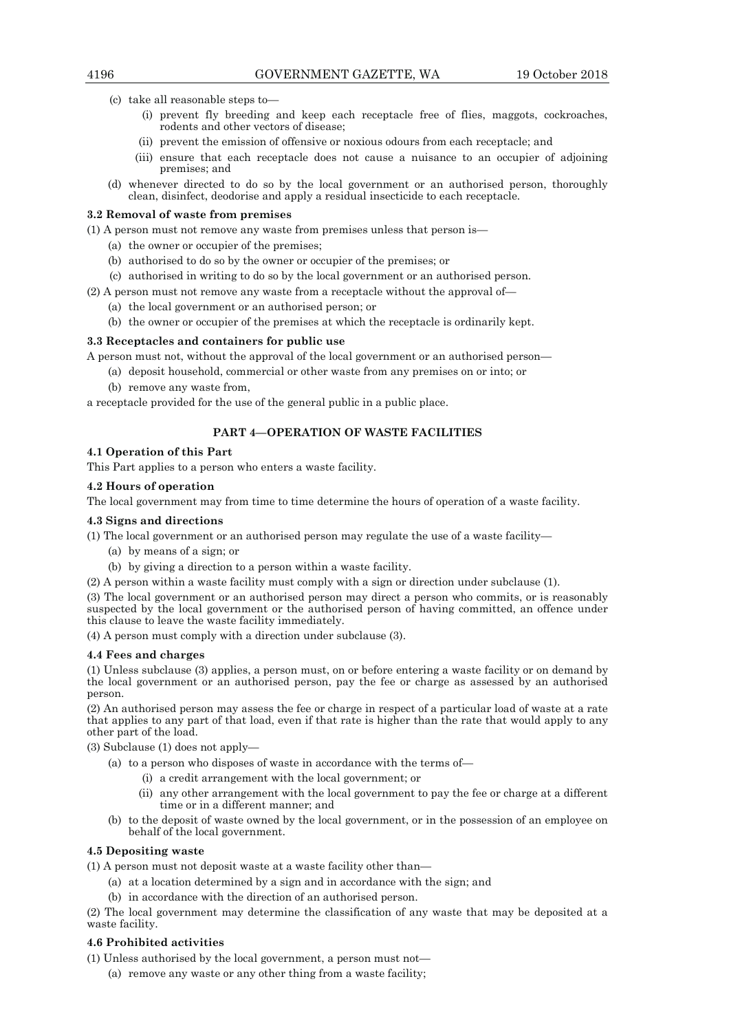(c) take all reasonable steps to—

  (i) prevent fly breeding and keep each receptacle free of flies, maggots, cockroaches, rodents and other vectors of disease;

  (ii) prevent the emission of offensive or noxious odours from each receptacle; and

  (iii) ensure that each receptacle does not cause a nuisance to an occupier of adjoining premises; and

(d) whenever directed to do so by the local government or an authorised person, thoroughly clean, disinfect, deodorise and apply a residual insecticide to each receptacle.

**3.2 Removal of waste from premises**

(1) A person must not remove any waste from premises unless that person is—

  (a) the owner or occupier of the premises;

  (b) authorised to do so by the owner or occupier of the premises; or

  (c) authorised in writing to do so by the local government or an authorised person.

(2) A person must not remove any waste from a receptacle without the approval of—

  (a) the local government or an authorised person; or

  (b) the owner or occupier of the premises at which the receptacle is ordinarily kept.

**3.3 Receptacles and containers for public use**

A person must not, without the approval of the local government or an authorised person—

  (a) deposit household, commercial or other waste from any premises on or into; or

  (b) remove any waste from,

a receptacle provided for the use of the general public in a public place.

## PART 4—OPERATION OF WASTE FACILITIES

**4.1 Operation of this Part**

This Part applies to a person who enters a waste facility.

**4.2 Hours of operation**

The local government may from time to time determine the hours of operation of a waste facility.

**4.3 Signs and directions**

(1) The local government or an authorised person may regulate the use of a waste facility—

  (a) by means of a sign; or

  (b) by giving a direction to a person within a waste facility.

(2) A person within a waste facility must comply with a sign or direction under subclause (1).

(3) The local government or an authorised person may direct a person who commits, or is reasonably suspected by the local government or the authorised person of having committed, an offence under this clause to leave the waste facility immediately.

(4) A person must comply with a direction under subclause (3).

**4.4 Fees and charges**

(1) Unless subclause (3) applies, a person must, on or before entering a waste facility or on demand by the local government or an authorised person, pay the fee or charge as assessed by an authorised person.

(2) An authorised person may assess the fee or charge in respect of a particular load of waste at a rate that applies to any part of that load, even if that rate is higher than the rate that would apply to any other part of the load.

(3) Subclause (1) does not apply—

  (a) to a person who disposes of waste in accordance with the terms of—

    (i) a credit arrangement with the local government; or

    (ii) any other arrangement with the local government to pay the fee or charge at a different time or in a different manner; and

  (b) to the deposit of waste owned by the local government, or in the possession of an employee on behalf of the local government.

**4.5 Depositing waste**

(1) A person must not deposit waste at a waste facility other than—

  (a) at a location determined by a sign and in accordance with the sign; and

  (b) in accordance with the direction of an authorised person.

(2) The local government may determine the classification of any waste that may be deposited at a waste facility.

**4.6 Prohibited activities**

(1) Unless authorised by the local government, a person must not—

  (a) remove any waste or any other thing from a waste facility;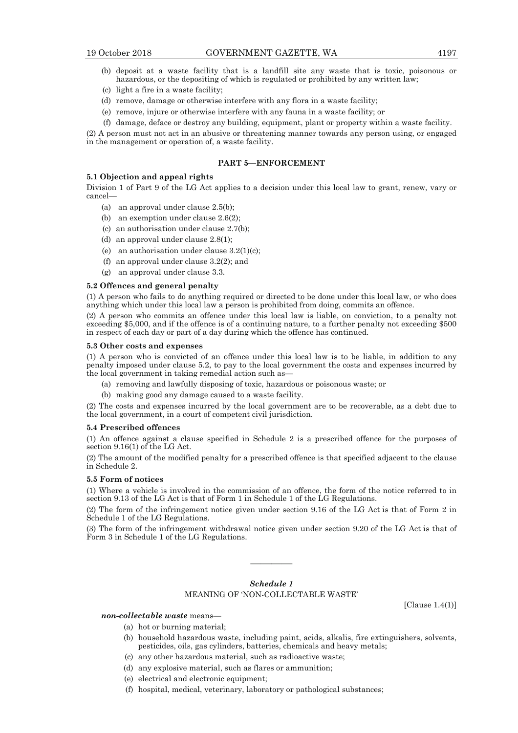(b) deposit at a waste facility that is a landfill site any waste that is toxic, poisonous or hazardous, or the depositing of which is regulated or prohibited by any written law;

(c) light a fire in a waste facility;

(d) remove, damage or otherwise interfere with any flora in a waste facility;

(e) remove, injure or otherwise interfere with any fauna in a waste facility; or

(f) damage, deface or destroy any building, equipment, plant or property within a waste facility.

(2) A person must not act in an abusive or threatening manner towards any person using, or engaged in the management or operation of, a waste facility.

## PART 5—ENFORCEMENT

### 5.1 Objection and appeal rights

Division 1 of Part 9 of the LG Act applies to a decision under this local law to grant, renew, vary or cancel—

(a) an approval under clause 2.5(b);

(b) an exemption under clause 2.6(2);

(c) an authorisation under clause 2.7(b);

(d) an approval under clause 2.8(1);

(e) an authorisation under clause 3.2(1)(c);

(f) an approval under clause 3.2(2); and

(g) an approval under clause 3.3.

### 5.2 Offences and general penalty

(1) A person who fails to do anything required or directed to be done under this local law, or who does anything which under this local law a person is prohibited from doing, commits an offence.

(2) A person who commits an offence under this local law is liable, on conviction, to a penalty not exceeding $5,000, and if the offence is of a continuing nature, to a further penalty not exceeding $500 in respect of each day or part of a day during which the offence has continued.

### 5.3 Other costs and expenses

(1) A person who is convicted of an offence under this local law is to be liable, in addition to any penalty imposed under clause 5.2, to pay to the local government the costs and expenses incurred by the local government in taking remedial action such as—

(a) removing and lawfully disposing of toxic, hazardous or poisonous waste; or

(b) making good any damage caused to a waste facility.

(2) The costs and expenses incurred by the local government are to be recoverable, as a debt due to the local government, in a court of competent civil jurisdiction.

### 5.4 Prescribed offences

(1) An offence against a clause specified in Schedule 2 is a prescribed offence for the purposes of section 9.16(1) of the LG Act.

(2) The amount of the modified penalty for a prescribed offence is that specified adjacent to the clause in Schedule 2.

### 5.5 Form of notices

(1) Where a vehicle is involved in the commission of an offence, the form of the notice referred to in section 9.13 of the LG Act is that of Form 1 in Schedule 1 of the LG Regulations.

(2) The form of the infringement notice given under section 9.16 of the LG Act is that of Form 2 in Schedule 1 of the LG Regulations.

(3) The form of the infringement withdrawal notice given under section 9.20 of the LG Act is that of Form 3 in Schedule 1 of the LG Regulations.

———————

## *Schedule 1*

MEANING OF 'NON-COLLECTABLE WASTE'

[Clause 1.4(1)]

***non-collectable waste*** means—

(a) hot or burning material;

(b) household hazardous waste, including paint, acids, alkalis, fire extinguishers, solvents, pesticides, oils, gas cylinders, batteries, chemicals and heavy metals;

(c) any other hazardous material, such as radioactive waste;

(d) any explosive material, such as flares or ammunition;

(e) electrical and electronic equipment;

(f) hospital, medical, veterinary, laboratory or pathological substances;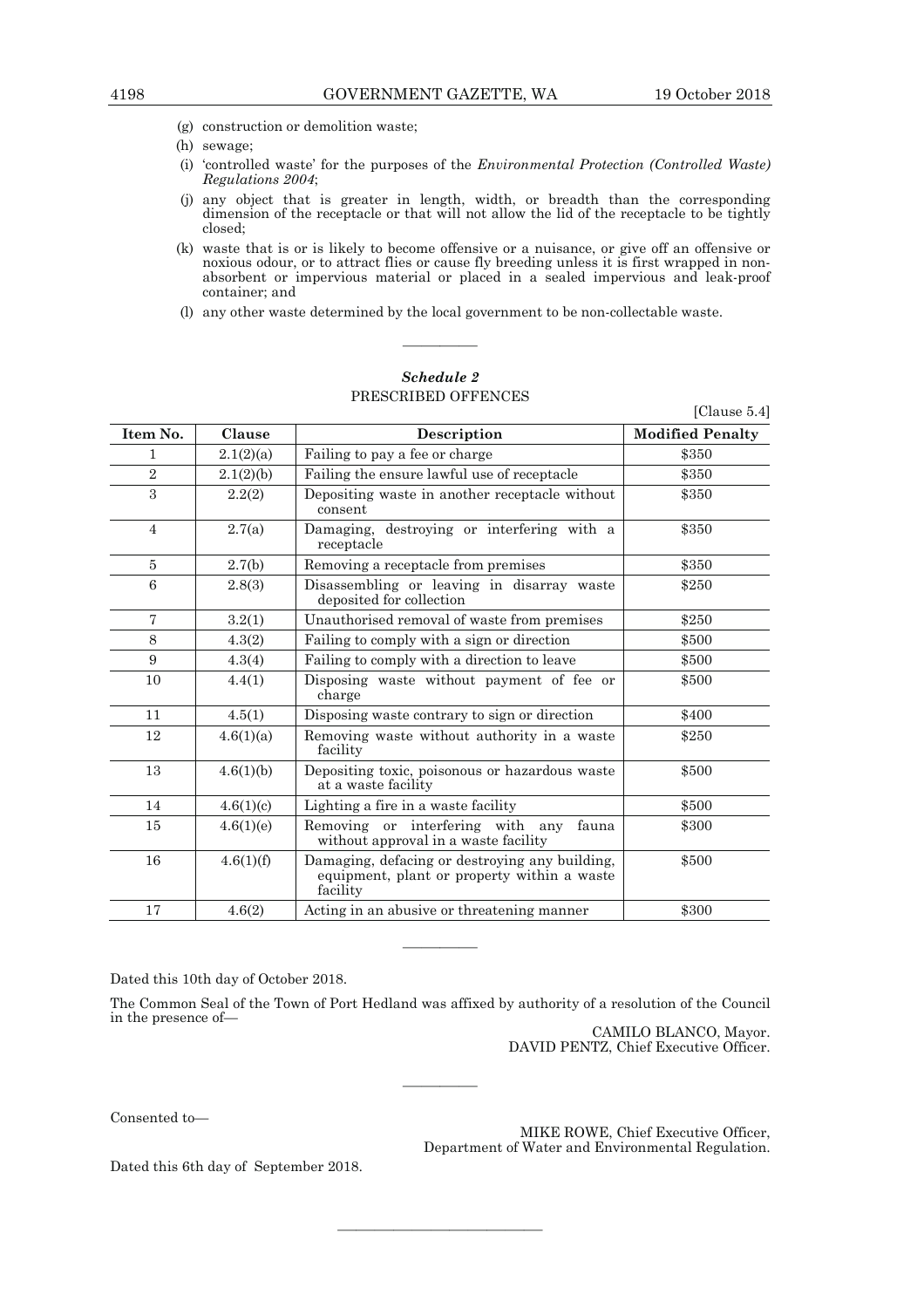(g) construction or demolition waste;

(h) sewage;

(i) 'controlled waste' for the purposes of the *Environmental Protection (Controlled Waste) Regulations 2004*;

(j) any object that is greater in length, width, or breadth than the corresponding dimension of the receptacle or that will not allow the lid of the receptacle to be tightly closed;

(k) waste that is or is likely to become offensive or a nuisance, or give off an offensive or noxious odour, or to attract flies or cause fly breeding unless it is first wrapped in non-absorbent or impervious material or placed in a sealed impervious and leak-proof container; and

(l) any other waste determined by the local government to be non-collectable waste.

———————

## *Schedule 2*
## PRESCRIBED OFFENCES

[Clause 5.4]

| Item No. | Clause | Description | Modified Penalty |
|---|---|---|---|
| 1 | 2.1(2)(a) | Failing to pay a fee or charge | $350 |
| 2 | 2.1(2)(b) | Failing the ensure lawful use of receptacle | $350 |
| 3 | 2.2(2) | Depositing waste in another receptacle without consent | $350 |
| 4 | 2.7(a) | Damaging, destroying or interfering with a receptacle | $350 |
| 5 | 2.7(b) | Removing a receptacle from premises | $350 |
| 6 | 2.8(3) | Disassembling or leaving in disarray waste deposited for collection | $250 |
| 7 | 3.2(1) | Unauthorised removal of waste from premises | $250 |
| 8 | 4.3(2) | Failing to comply with a sign or direction | $500 |
| 9 | 4.3(4) | Failing to comply with a direction to leave | $500 |
| 10 | 4.4(1) | Disposing waste without payment of fee or charge | $500 |
| 11 | 4.5(1) | Disposing waste contrary to sign or direction | $400 |
| 12 | 4.6(1)(a) | Removing waste without authority in a waste facility | $250 |
| 13 | 4.6(1)(b) | Depositing toxic, poisonous or hazardous waste at a waste facility | $500 |
| 14 | 4.6(1)(c) | Lighting a fire in a waste facility | $500 |
| 15 | 4.6(1)(e) | Removing or interfering with any fauna without approval in a waste facility | $300 |
| 16 | 4.6(1)(f) | Damaging, defacing or destroying any building, equipment, plant or property within a waste facility | $500 |
| 17 | 4.6(2) | Acting in an abusive or threatening manner | $300 |

———————

Dated this 10th day of October 2018.

The Common Seal of the Town of Port Hedland was affixed by authority of a resolution of the Council in the presence of—

CAMILO BLANCO, Mayor.
DAVID PENTZ, Chief Executive Officer.

———————

Consented to—

MIKE ROWE, Chief Executive Officer,
Department of Water and Environmental Regulation.

Dated this 6th day of September 2018.

———————————